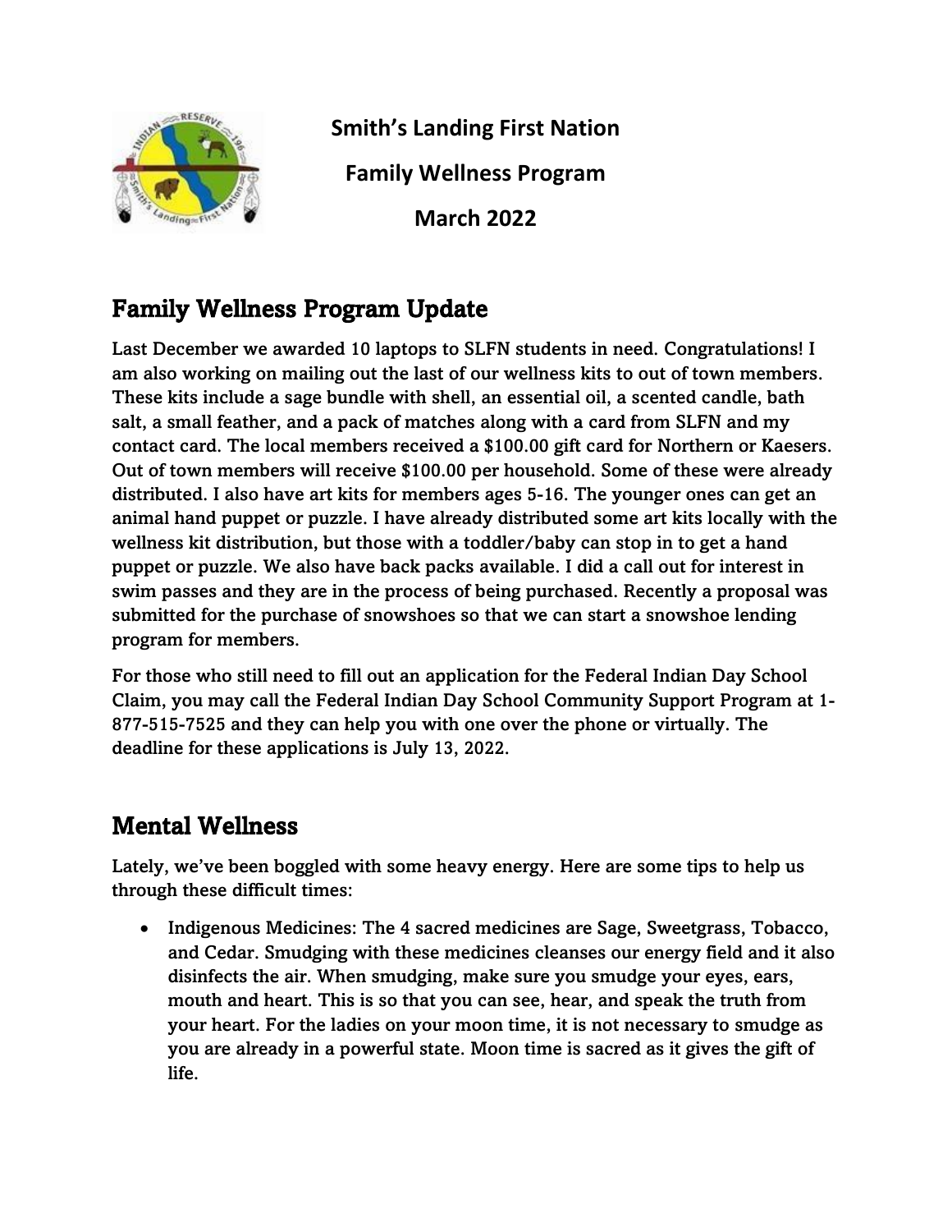**Smith's Landing First Nation**

**Family Wellness Program**

**March 2022**

## Family Wellness Program Update

Last December we awarded 10 laptops to SLFN students in need. Congratulations! I am also working on mailing out the last of our wellness kits to out of town members. These kits include a sage bundle with shell, an essential oil, a scented candle, bath salt, a small feather, and a pack of matches along with a card from SLFN and my contact card. The local members received a $100.00 gift card for Northern or Kaesers. Out of town members will receive $100.00 per household. Some of these were already distributed. I also have art kits for members ages 5-16. The younger ones can get an animal hand puppet or puzzle. I have already distributed some art kits locally with the wellness kit distribution, but those with a toddler/baby can stop in to get a hand puppet or puzzle. We also have back packs available. I did a call out for interest in swim passes and they are in the process of being purchased. Recently a proposal was submitted for the purchase of snowshoes so that we can start a snowshoe lending program for members.

For those who still need to fill out an application for the Federal Indian Day School Claim, you may call the Federal Indian Day School Community Support Program at 1-877-515-7525 and they can help you with one over the phone or virtually. The deadline for these applications is July 13, 2022.

## Mental Wellness

Lately, we've been boggled with some heavy energy. Here are some tips to help us through these difficult times:

- Indigenous Medicines: The 4 sacred medicines are Sage, Sweetgrass, Tobacco, and Cedar. Smudging with these medicines cleanses our energy field and it also disinfects the air. When smudging, make sure you smudge your eyes, ears, mouth and heart. This is so that you can see, hear, and speak the truth from your heart. For the ladies on your moon time, it is not necessary to smudge as you are already in a powerful state. Moon time is sacred as it gives the gift of life.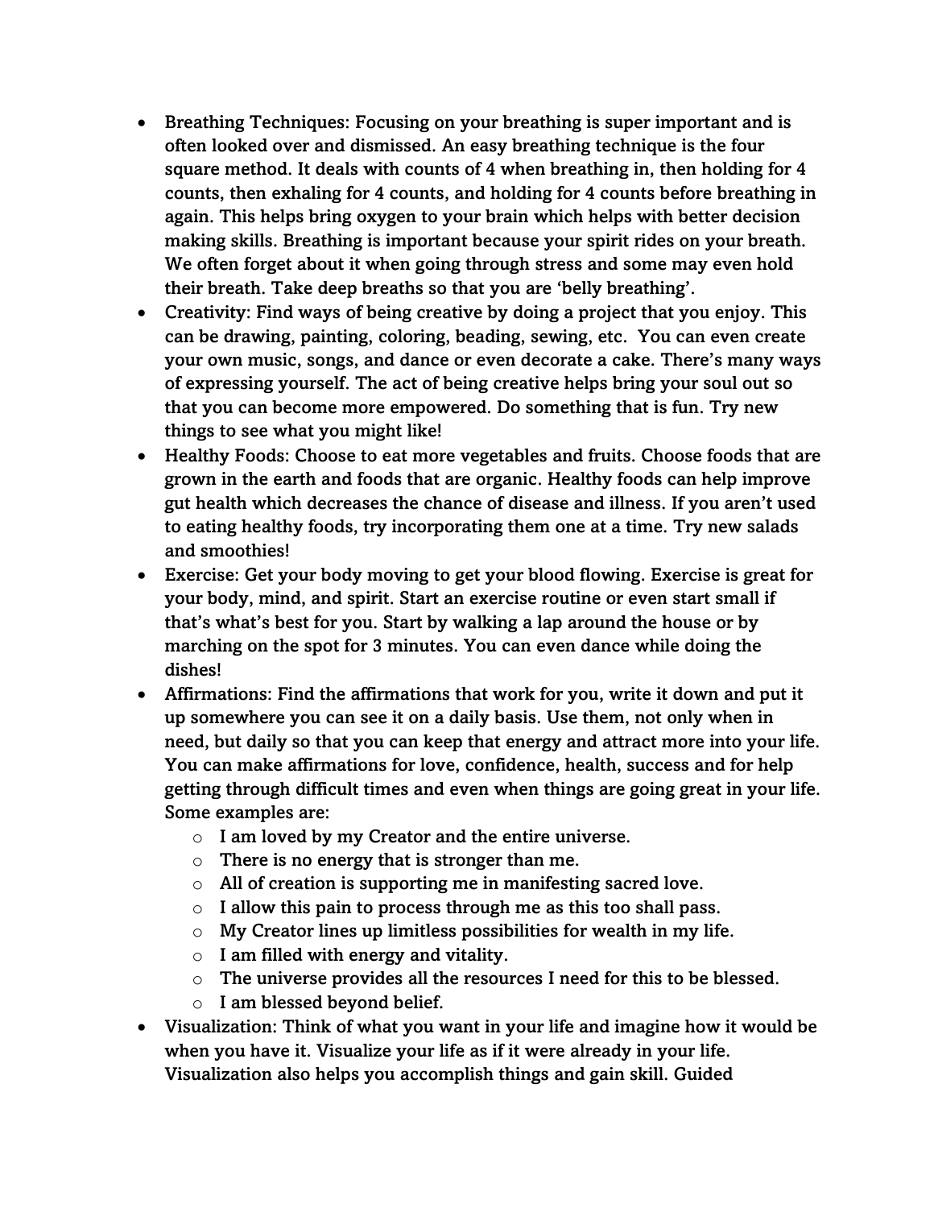- Breathing Techniques: Focusing on your breathing is super important and is often looked over and dismissed. An easy breathing technique is the four square method. It deals with counts of 4 when breathing in, then holding for 4 counts, then exhaling for 4 counts, and holding for 4 counts before breathing in again. This helps bring oxygen to your brain which helps with better decision making skills. Breathing is important because your spirit rides on your breath. We often forget about it when going through stress and some may even hold their breath. Take deep breaths so that you are 'belly breathing'.
- Creativity: Find ways of being creative by doing a project that you enjoy. This can be drawing, painting, coloring, beading, sewing, etc. You can even create your own music, songs, and dance or even decorate a cake. There's many ways of expressing yourself. The act of being creative helps bring your soul out so that you can become more empowered. Do something that is fun. Try new things to see what you might like!
- Healthy Foods: Choose to eat more vegetables and fruits. Choose foods that are grown in the earth and foods that are organic. Healthy foods can help improve gut health which decreases the chance of disease and illness. If you aren't used to eating healthy foods, try incorporating them one at a time. Try new salads and smoothies!
- Exercise: Get your body moving to get your blood flowing. Exercise is great for your body, mind, and spirit. Start an exercise routine or even start small if that's what's best for you. Start by walking a lap around the house or by marching on the spot for 3 minutes. You can even dance while doing the dishes!
- Affirmations: Find the affirmations that work for you, write it down and put it up somewhere you can see it on a daily basis. Use them, not only when in need, but daily so that you can keep that energy and attract more into your life. You can make affirmations for love, confidence, health, success and for help getting through difficult times and even when things are going great in your life. Some examples are:
  - I am loved by my Creator and the entire universe.
  - There is no energy that is stronger than me.
  - All of creation is supporting me in manifesting sacred love.
  - I allow this pain to process through me as this too shall pass.
  - My Creator lines up limitless possibilities for wealth in my life.
  - I am filled with energy and vitality.
  - The universe provides all the resources I need for this to be blessed.
  - I am blessed beyond belief.
- Visualization: Think of what you want in your life and imagine how it would be when you have it. Visualize your life as if it were already in your life. Visualization also helps you accomplish things and gain skill. Guided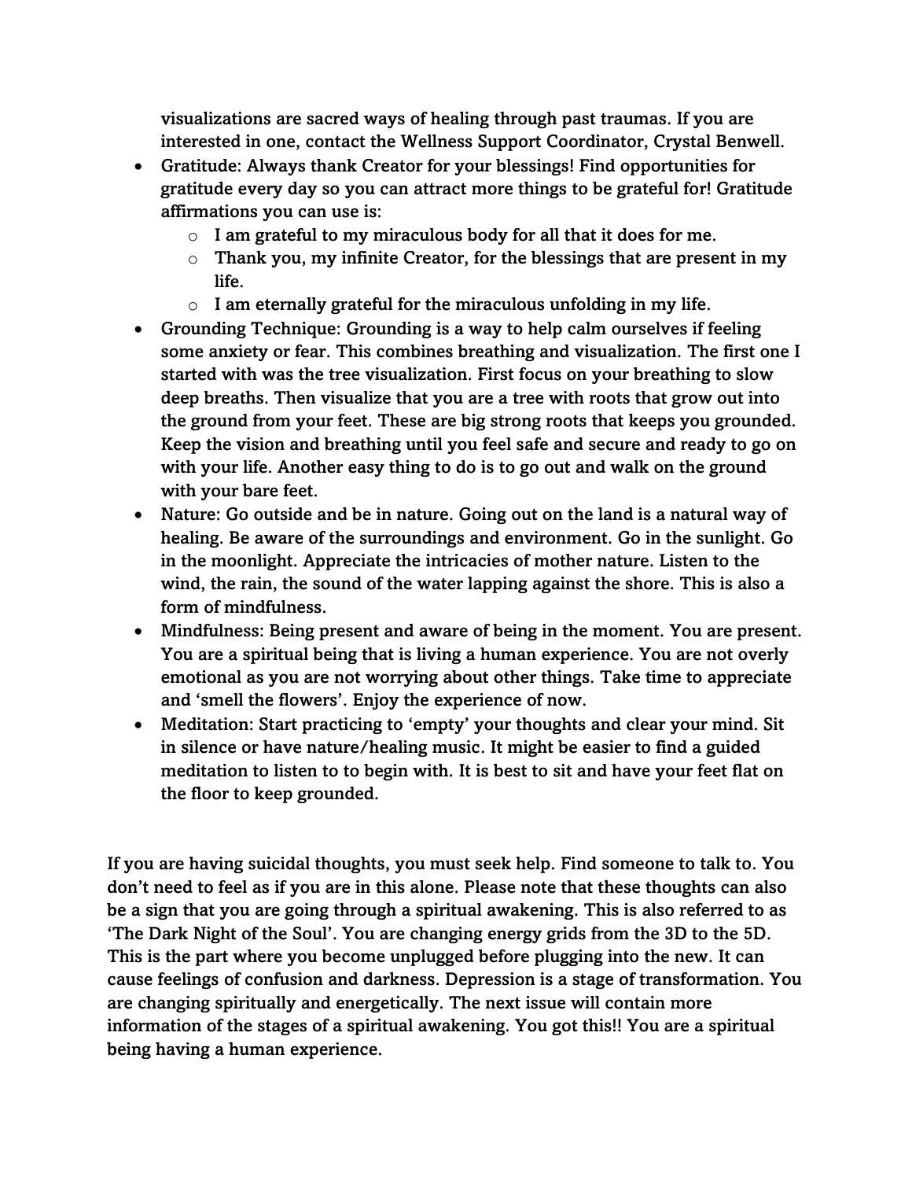visualizations are sacred ways of healing through past traumas. If you are interested in one, contact the Wellness Support Coordinator, Crystal Benwell.

- Gratitude: Always thank Creator for your blessings! Find opportunities for gratitude every day so you can attract more things to be grateful for! Gratitude affirmations you can use is:
  - I am grateful to my miraculous body for all that it does for me.
  - Thank you, my infinite Creator, for the blessings that are present in my life.
  - I am eternally grateful for the miraculous unfolding in my life.
- Grounding Technique: Grounding is a way to help calm ourselves if feeling some anxiety or fear. This combines breathing and visualization. The first one I started with was the tree visualization. First focus on your breathing to slow deep breaths. Then visualize that you are a tree with roots that grow out into the ground from your feet. These are big strong roots that keeps you grounded. Keep the vision and breathing until you feel safe and secure and ready to go on with your life. Another easy thing to do is to go out and walk on the ground with your bare feet.
- Nature: Go outside and be in nature. Going out on the land is a natural way of healing. Be aware of the surroundings and environment. Go in the sunlight. Go in the moonlight. Appreciate the intricacies of mother nature. Listen to the wind, the rain, the sound of the water lapping against the shore. This is also a form of mindfulness.
- Mindfulness: Being present and aware of being in the moment. You are present. You are a spiritual being that is living a human experience. You are not overly emotional as you are not worrying about other things. Take time to appreciate and 'smell the flowers'. Enjoy the experience of now.
- Meditation: Start practicing to 'empty' your thoughts and clear your mind. Sit in silence or have nature/healing music. It might be easier to find a guided meditation to listen to to begin with. It is best to sit and have your feet flat on the floor to keep grounded.

If you are having suicidal thoughts, you must seek help. Find someone to talk to. You don't need to feel as if you are in this alone. Please note that these thoughts can also be a sign that you are going through a spiritual awakening. This is also referred to as 'The Dark Night of the Soul'. You are changing energy grids from the 3D to the 5D. This is the part where you become unplugged before plugging into the new. It can cause feelings of confusion and darkness. Depression is a stage of transformation. You are changing spiritually and energetically. The next issue will contain more information of the stages of a spiritual awakening. You got this!! You are a spiritual being having a human experience.